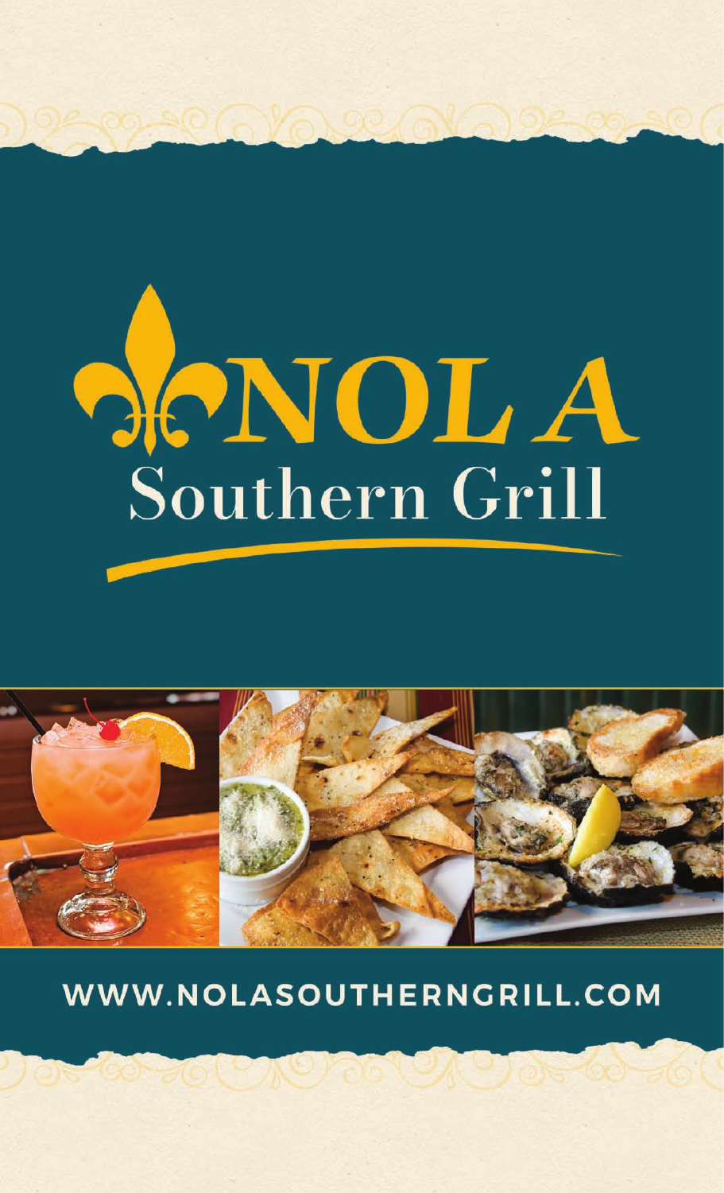# NOLA

## Southern Grill

WWW.NOLASOUTHERNGRILL.COM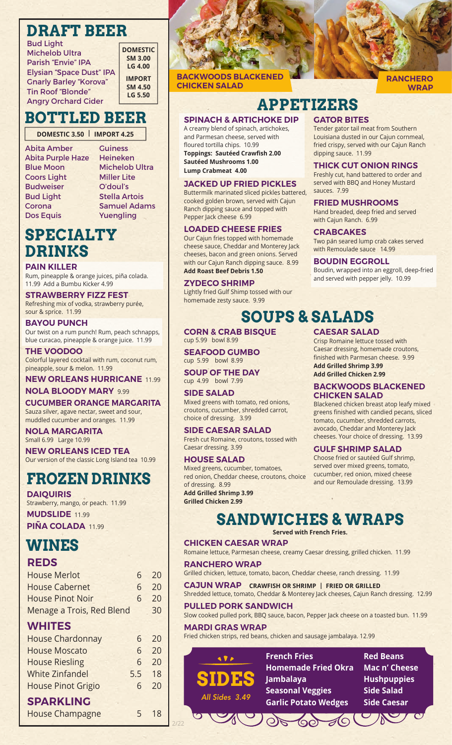# DRAFT BEER

Bud Light
Michelob Ultra
Parish "Envie" IPA
Elysian "Space Dust" IPA
Gnarly Barley "Korova"
Tin Roof "Blonde"
Angry Orchard Cider

**DOMESTIC**
SM 3.00
LG 4.00

**IMPORT**
SM 4.50
LG 5.50

# BOTTLED BEER

**DOMESTIC 3.50 | IMPORT 4.25**

Abita Amber
Abita Purple Haze
Blue Moon
Coors Light
Budweiser
Bud Light
Corona
Dos Equis
Guiness
Heineken
Michelob Ultra
Miller Lite
O'doul's
Stella Artois
Samuel Adams
Yuengling

# SPECIALTY DRINKS

### PAIN KILLER
Rum, pineapple & orange juices, piña colada. 11.99 Add a Bumbu Kicker 4.99

### STRAWBERRY FIZZ FEST
Refreshing mix of vodka, strawberry purée, sour & sprice. 11.99

### BAYOU PUNCH
Our twist on a rum punch! Rum, peach schnapps, blue curacao, pineapple & orange juice. 11.99

### THE VOODOO
Colorful layered cocktail with rum, coconut rum, pineapple, sour & melon. 11.99

### NEW ORLEANS HURRICANE 11.99

### NOLA BLOODY MARY 9.99

### CUCUMBER ORANGE MARGARITA
Sauza silver, agave nectar, sweet and sour, muddled cucumber and oranges. 11.99

### NOLA MARGARITA
Small 6.99 Large 10.99

### NEW ORLEANS ICED TEA
Our version of the classic Long Island tea 10.99

# FROZEN DRINKS

### DAIQUIRIS
Strawberry, mango, or peach. 11.99

### MUDSLIDE 11.99

### PIÑA COLADA 11.99

# WINES

## REDS

| | | |
|---|---|---|
| House Merlot | 6 | 20 |
| House Cabernet | 6 | 20 |
| House Pinot Noir | 6 | 20 |
| Menage a Trois, Red Blend | | 30 |

## WHITES

| | | |
|---|---|---|
| House Chardonnay | 6 | 20 |
| House Moscato | 6 | 20 |
| House Riesling | 6 | 20 |
| White Zinfandel | 5.5 | 18 |
| House Pinot Grigio | 6 | 20 |

## SPARKLING

| | | |
|---|---|---|
| House Champagne | 5 | 18 |

BACKWOODS BLACKENED CHICKEN SALAD

RANCHERO WRAP

# APPETIZERS

### SPINACH & ARTICHOKE DIP
A creamy blend of spinach, artichokes, and Parmesan cheese, served with floured tortilla chips. 10.99
**Toppings: Sautéed Crawfish 2.00**
**Sautéed Mushrooms 1.00**
**Lump Crabmeat 4.00**

### JACKED UP FRIED PICKLES
Buttermilk marinated sliced pickles battered, cooked golden brown, served with Cajun Ranch dipping sauce and topped with Pepper Jack cheese 6.99

### LOADED CHEESE FRIES
Our Cajun fries topped with homemade cheese sauce, Cheddar and Monterey Jack cheeses, bacon and green onions. Served with our Cajun Ranch dipping sauce. 8.99
**Add Roast Beef Debris 1.50**

### ZYDECO SHRIMP
Lightly fried Gulf Shimp tossed with our homemade zesty sauce. 9.99

### GATOR BITES
Tender gator tail meat from Southern Louisiana dusted in our Cajun cornmeal, fried crispy, served with our Cajun Ranch dipping sauce. 11.99

### THICK CUT ONION RINGS
Freshly cut, hand battered to order and served with BBQ and Honey Mustard sauces. 7.99

### FRIED MUSHROOMS
Hand breaded, deep fried and served with Cajun Ranch. 6.99

### CRABCAKES
Two pán seared lump crab cakes served with Remoulade sauce 14.99

### BOUDIN EGGROLL
Boudin, wrapped into an eggroll, deep-fried and served with pepper jelly. 10.99

# SOUPS & SALADS

### CORN & CRAB BISQUE
cup 5.99 bowl 8.99

### SEAFOOD GUMBO
cup 5.99 bowl 8.99

### SOUP OF THE DAY
cup 4.99 bowl 7.99

### SIDE SALAD
Mixed greens with tomato, red onions, croutons, cucumber, shredded carrot, choice of dressing. 3.99

### SIDE CAESAR SALAD
Fresh cut Romaine, croutons, tossed with Caesar dressing. 3.99

### HOUSE SALAD
Mixed greens, cucumber, tomatoes, red onion, Cheddar cheese, croutons, choice of dressing. 8.99
**Add Grilled Shrimp 3.99**
**Grilled Chicken 2.99**

### CAESAR SALAD
Crisp Romaine lettuce tossed with Caesar dressing, homemade croutons, finished with Parmesan cheese. 9.99
**Add Grilled Shrimp 3.99**
**Add Grilled Chicken 2.99**

### BACKWOODS BLACKENED CHICKEN SALAD
Blackened chicken breast atop leafy mixed greens finished with candied pecans, sliced tomato, cucumber, shredded carrots, avocado, Cheddar and Monterey Jack cheeses. Your choice of dressing. 13.99

### GULF SHRIMP SALAD
Choose fried or sautéed Gulf shrimp, served over mixed greens, tomato, cucumber, red onion, mixed cheese and our Remoulade dressing. 13.99

# SANDWICHES & WRAPS

**Served with French Fries.**

### CHICKEN CAESAR WRAP
Romaine lettuce, Parmesan cheese, creamy Caesar dressing, grilled chicken. 11.99

### RANCHERO WRAP
Grilled chicken, lettuce, tomato, bacon, Cheddar cheese, ranch dressing. 11.99

### CAJUN WRAP CRAWFISH OR SHRIMP | FRIED OR GRILLED
Shredded lettuce, tomato, Cheddar & Monterey Jack cheeses, Cajun Ranch dressing. 12.99

### PULLED PORK SANDWICH
Slow cooked pulled pork, BBQ sauce, bacon, Pepper Jack cheese on a toasted bun. 11.99

### MARDI GRAS WRAP
Fried chicken strips, red beans, chicken and sausage jambalaya. 12.99

# SIDES

*All Sides 3.49*

**French Fries**
**Homemade Fried Okra**
**Jambalaya**
**Seasonal Veggies**
**Garlic Potato Wedges**
**Red Beans**
**Mac n' Cheese**
**Hushpuppies**
**Side Salad**
**Side Caesar**

2/22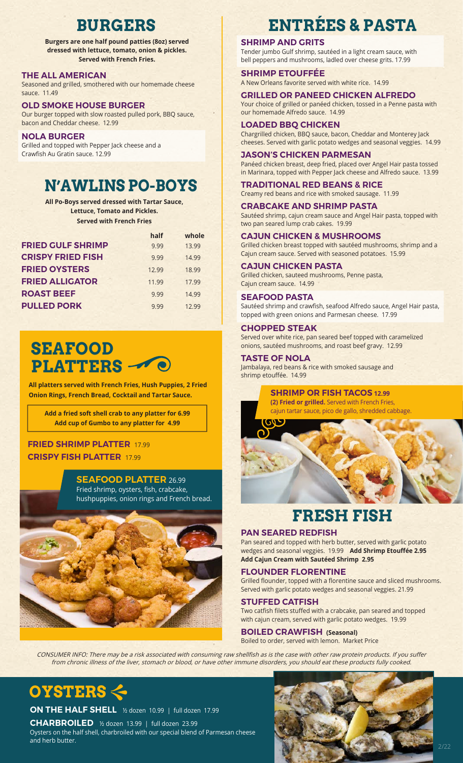# BURGERS

**Burgers are one half pound patties (8oz) served dressed with lettuce, tomato, onion & pickles. Served with French Fries.**

### THE ALL AMERICAN
Seasoned and grilled, smothered with our homemade cheese sauce. 11.49

### OLD SMOKE HOUSE BURGER
Our burger topped with slow roasted pulled pork, BBQ sauce, bacon and Cheddar cheese. 12.99

### NOLA BURGER
Grilled and topped with Pepper Jack cheese and a Crawfish Au Gratin sauce. 12.99

# N'AWLINS PO-BOYS

**All Po-Boys served dressed with Tartar Sauce, Lettuce, Tomato and Pickles. Served with French Fries**

| | half | whole |
|---|---|---|
| **FRIED GULF SHRIMP** | 9.99 | 13.99 |
| **CRISPY FRIED FISH** | 9.99 | 14.99 |
| **FRIED OYSTERS** | 12.99 | 18.99 |
| **FRIED ALLIGATOR** | 11.99 | 17.99 |
| **ROAST BEEF** | 9.99 | 14.99 |
| **PULLED PORK** | 9.99 | 12.99 |

# SEAFOOD PLATTERS

**All platters served with French Fries, Hush Puppies, 2 Fried Onion Rings, French Bread, Cocktail and Tartar Sauce.**

**Add a fried soft shell crab to any platter for 6.99**
**Add cup of Gumbo to any platter for 4.99**

**FRIED SHRIMP PLATTER** 17.99
**CRISPY FISH PLATTER** 17.99

### SEAFOOD PLATTER 26.99
Fried shrimp, oysters, fish, crabcake, hushpuppies, onion rings and French bread.

# ENTRÉES & PASTA

### SHRIMP AND GRITS
Tender jumbo Gulf shrimp, sautéed in a light cream sauce, with bell peppers and mushrooms, ladled over cheese grits. 17.99

### SHRIMP ETOUFFÉE
A New Orleans favorite served with white rice. 14.99

### GRILLED OR PANEED CHICKEN ALFREDO
Your choice of grilled or panéed chicken, tossed in a Penne pasta with our homemade Alfredo sauce. 14.99

### LOADED BBQ CHICKEN
Chargrilled chicken, BBQ sauce, bacon, Cheddar and Monterey Jack cheeses. Served with garlic potato wedges and seasonal veggies. 14.99

### JASON'S CHICKEN PARMESAN
Panéed chicken breast, deep fried, placed over Angel Hair pasta tossed in Marinara, topped with Pepper Jack cheese and Alfredo sauce. 13.99

### TRADITIONAL RED BEANS & RICE
Creamy red beans and rice with smoked sausage. 11.99

### CRABCAKE AND SHRIMP PASTA
Sautéed shrimp, cajun cream sauce and Angel Hair pasta, topped with two pan seared lump crab cakes. 19.99

### CAJUN CHICKEN & MUSHROOMS
Grilled chicken breast topped with sautéed mushrooms, shrimp and a Cajun cream sauce. Served with seasoned potatoes. 15.99

### CAJUN CHICKEN PASTA
Grilled chicken, sauteed mushrooms, Penne pasta, Cajun cream sauce. 14.99

### SEAFOOD PASTA
Sautéed shrimp and crawfish, seafood Alfredo sauce, Angel Hair pasta, topped with green onions and Parmesan cheese. 17.99

### CHOPPED STEAK
Served over white rice, pan seared beef topped with caramelized onions, sautéed mushrooms, and roast beef gravy. 12.99

### TASTE OF NOLA
Jambalaya, red beans & rice with smoked sausage and shrimp etouffée. 14.99

### SHRIMP OR FISH TACOS 12.99
**(2) Fried or grilled.** Served with French Fries, cajun tartar sauce, pico de gallo, shredded cabbage.

# FRESH FISH

### PAN SEARED REDFISH
Pan seared and topped with herb butter, served with garlic potato wedges and seasonal veggies. 19.99 **Add Shrimp Etouffée 2.95**
**Add Cajun Cream with Sautéed Shrimp 2.95**

### FLOUNDER FLORENTINE
Grilled flounder, topped with a florentine sauce and sliced mushrooms. Served with garlic potato wedges and seasonal veggies. 21.99

### STUFFED CATFISH
Two catfish filets stuffed with a crabcake, pan seared and topped with cajun cream, served with garlic potato wedges. 19.99

### BOILED CRAWFISH (Seasonal)
Boiled to order, served with lemon. Market Price

*CONSUMER INFO: There may be a risk associated with consuming raw shellfish as is the case with other raw protein products. If you suffer from chronic illness of the liver, stomach or blood, or have other immune disorders, you should eat these products fully cooked.*

# OYSTERS

**ON THE HALF SHELL** ½ dozen 10.99 | full dozen 17.99

**CHARBROILED** ½ dozen 13.99 | full dozen 23.99
Oysters on the half shell, charbroiled with our special blend of Parmesan cheese and herb butter.

2/22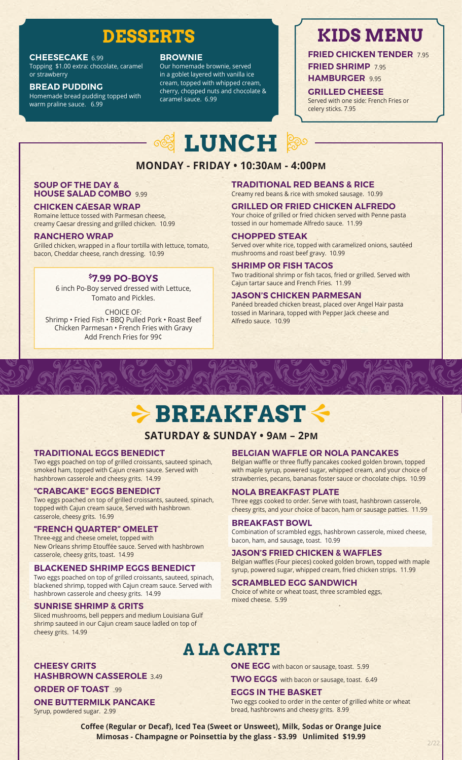# DESSERTS

**CHEESECAKE** 6.99
Topping $1.00 extra: chocolate, caramel or strawberry

**BREAD PUDDING**
Homemade bread pudding topped with warm praline sauce. 6.99

**BROWNIE**
Our homemade brownie, served in a goblet layered with vanilla ice cream, topped with whipped cream, cherry, chopped nuts and chocolate & caramel sauce. 6.99

# KIDS MENU

**FRIED CHICKEN TENDER** 7.95

**FRIED SHRIMP** 7.95

**HAMBURGER** 9.95

**GRILLED CHEESE**
Served with one side: French Fries or celery sticks. 7.95

# LUNCH

## MONDAY - FRIDAY • 10:30AM - 4:00PM

**SOUP OF THE DAY & HOUSE SALAD COMBO** 9.99

**CHICKEN CAESAR WRAP**
Romaine lettuce tossed with Parmesan cheese, creamy Caesar dressing and grilled chicken. 10.99

**RANCHERO WRAP**
Grilled chicken, wrapped in a flour tortilla with lettuce, tomato, bacon, Cheddar cheese, ranch dressing. 10.99

### $7.99 PO-BOYS

6 inch Po-Boy served dressed with Lettuce, Tomato and Pickles.

CHOICE OF:
Shrimp • Fried Fish • BBQ Pulled Pork • Roast Beef
Chicken Parmesan • French Fries with Gravy
Add French Fries for 99¢

**TRADITIONAL RED BEANS & RICE**
Creamy red beans & rice with smoked sausage. 10.99

**GRILLED OR FRIED CHICKEN ALFREDO**
Your choice of grilled or fried chicken served with Penne pasta tossed in our homemade Alfredo sauce. 11.99

**CHOPPED STEAK**
Served over white rice, topped with caramelized onions, sautéed mushrooms and roast beef gravy. 10.99

**SHRIMP OR FISH TACOS**
Two traditional shrimp or fish tacos, fried or grilled. Served with Cajun tartar sauce and French Fries. 11.99

**JASON'S CHICKEN PARMESAN**
Panéed breaded chicken breast, placed over Angel Hair pasta tossed in Marinara, topped with Pepper Jack cheese and Alfredo sauce. 10.99

# BREAKFAST

## SATURDAY & SUNDAY • 9AM – 2PM

**TRADITIONAL EGGS BENEDICT**
Two eggs poached on top of grilled croissants, sauteed spinach, smoked ham, topped with Cajun cream sauce. Served with hashbrown casserole and cheesy grits. 14.99

**"CRABCAKE" EGGS BENEDICT**
Two eggs poached on top of grilled croissants, sauteed, spinach, topped with Cajun cream sauce, Served with hashbrown casserole, cheesy grits. 16.99

**"FRENCH QUARTER" OMELET**
Three-egg and cheese omelet, topped with New Orleans shrimp Etouffée sauce. Served with hashbrown casserole, cheesy grits, toast. 14.99

**BLACKENED SHRIMP EGGS BENEDICT**
Two eggs poached on top of grilled croissants, sauteed, spinach, blackened shrimp, topped with Cajun cream sauce. Served with hashbrown casserole and cheesy grits. 14.99

**SUNRISE SHRIMP & GRITS**
Sliced mushrooms, bell peppers and medium Louisiana Gulf shrimp sauteed in our Cajun cream sauce ladled on top of cheesy grits. 14.99

**BELGIAN WAFFLE OR NOLA PANCAKES**
Belgian waffle or three fluffy pancakes cooked golden brown, topped with maple syrup, powered sugar, whipped cream, and your choice of strawberries, pecans, bananas foster sauce or chocolate chips. 10.99

**NOLA BREAKFAST PLATE**
Three eggs cooked to order. Serve with toast, hashbrown casserole, cheesy grits, and your choice of bacon, ham or sausage patties. 11.99

**BREAKFAST BOWL**
Combination of scrambled eggs, hashbrown casserole, mixed cheese, bacon, ham, and sausage, toast. 10.99

**JASON'S FRIED CHICKEN & WAFFLES**
Belgian waffles (Four pieces) cooked golden brown, topped with maple syrup, powered sugar, whipped cream, fried chicken strips. 11.99

**SCRAMBLED EGG SANDWICH**
Choice of white or wheat toast, three scrambled eggs, mixed cheese. 5.99

# A LA CARTE

**CHEESY GRITS**
**HASHBROWN CASSEROLE** 3.49

**ORDER OF TOAST** .99

**ONE BUTTERMILK PANCAKE**
Syrup, powdered sugar. 2.99

**ONE EGG** with bacon or sausage, toast. 5.99

**TWO EGGS** with bacon or sausage, toast. 6.49

**EGGS IN THE BASKET**
Two eggs cooked to order in the center of grilled white or wheat bread, hashbrowns and cheesy grits. 8.99

**Coffee (Regular or Decaf), Iced Tea (Sweet or Unsweet), Milk, Sodas or Orange Juice**
**Mimosas - Champagne or Poinsettia by the glass - $3.99 Unlimited $19.99**

2/22